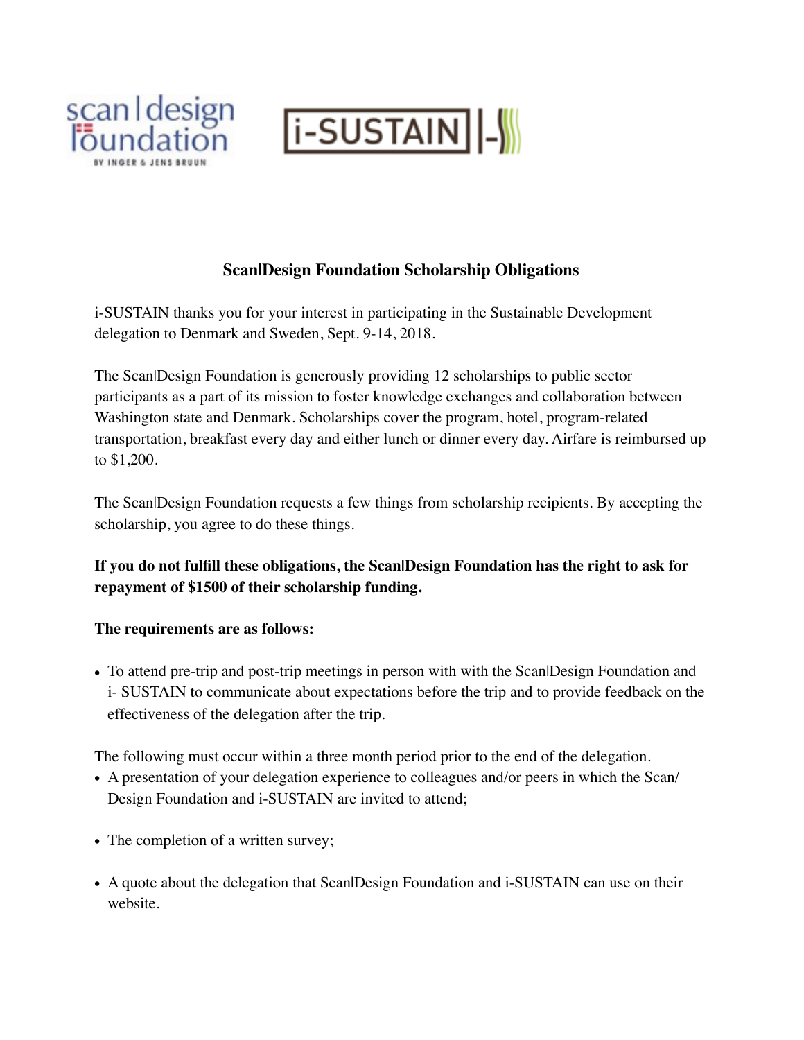### Scan|Design Foundation Scholarship Obligations

i-SUSTAIN thanks you for your interest in participating in the Sustainable Development delegation to Denmark and Sweden, Sept. 9-14, 2018.

The Scan|Design Foundation is generously providing 12 scholarships to public sector participants as a part of its mission to foster knowledge exchanges and collaboration between Washington state and Denmark. Scholarships cover the program, hotel, program-related transportation, breakfast every day and either lunch or dinner every day. Airfare is reimbursed up to $1,200.

The Scan|Design Foundation requests a few things from scholarship recipients. By accepting the scholarship, you agree to do these things.

**If you do not fulfill these obligations, the Scan|Design Foundation has the right to ask for repayment of $1500 of their scholarship funding.**

**The requirements are as follows:**

- To attend pre-trip and post-trip meetings in person with with the Scan|Design Foundation and i- SUSTAIN to communicate about expectations before the trip and to provide feedback on the effectiveness of the delegation after the trip.

The following must occur within a three month period prior to the end of the delegation.

- A presentation of your delegation experience to colleagues and/or peers in which the Scan/Design Foundation and i-SUSTAIN are invited to attend;
- The completion of a written survey;
- A quote about the delegation that Scan|Design Foundation and i-SUSTAIN can use on their website.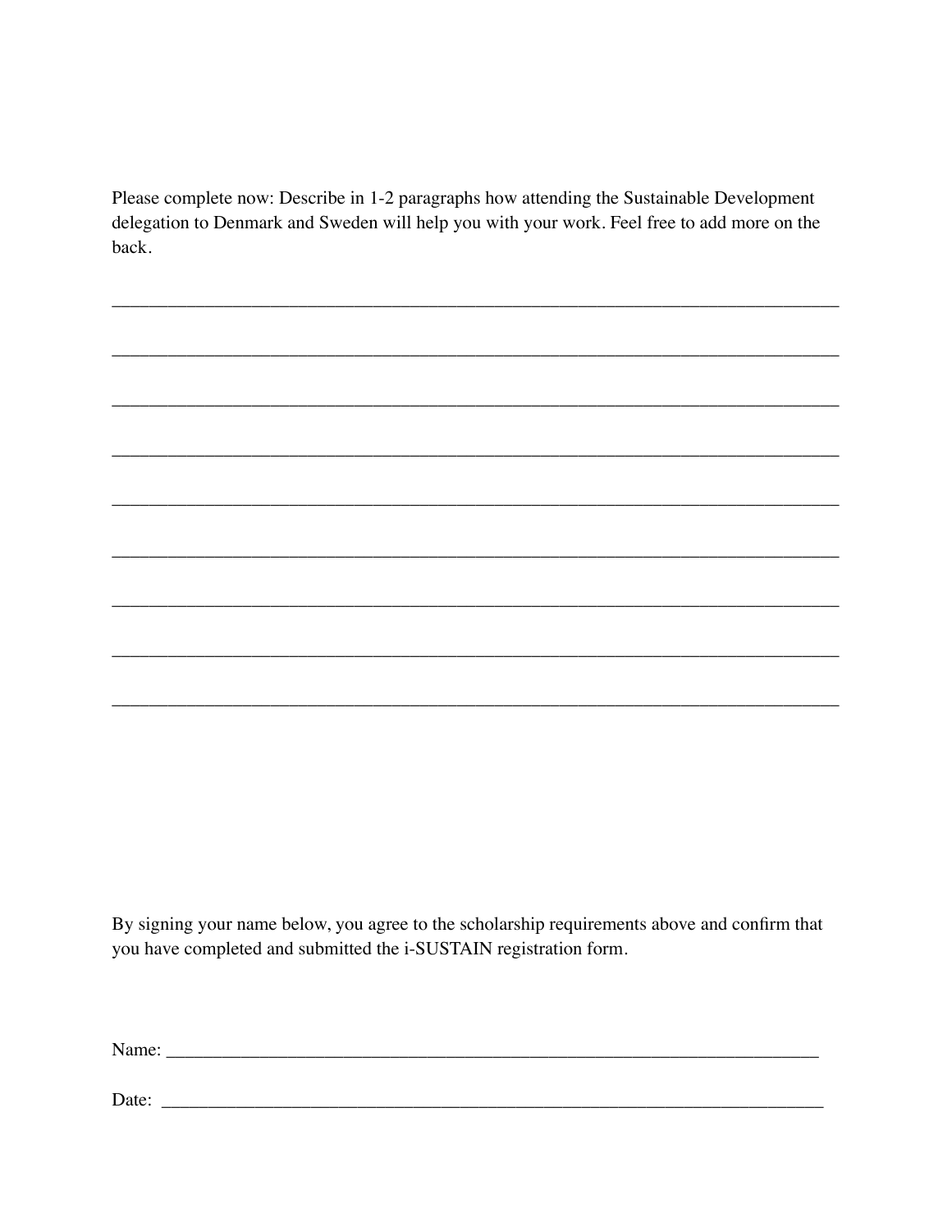Please complete now: Describe in 1-2 paragraphs how attending the Sustainable Development delegation to Denmark and Sweden will help you with your work. Feel free to add more on the back.

_______________________________________________________________________________

_______________________________________________________________________________

_______________________________________________________________________________

_______________________________________________________________________________

_______________________________________________________________________________

_______________________________________________________________________________

_______________________________________________________________________________

_______________________________________________________________________________

_______________________________________________________________________________

By signing your name below, you agree to the scholarship requirements above and confirm that you have completed and submitted the i-SUSTAIN registration form.

Name: ________________________________________________________________________

Date: ________________________________________________________________________